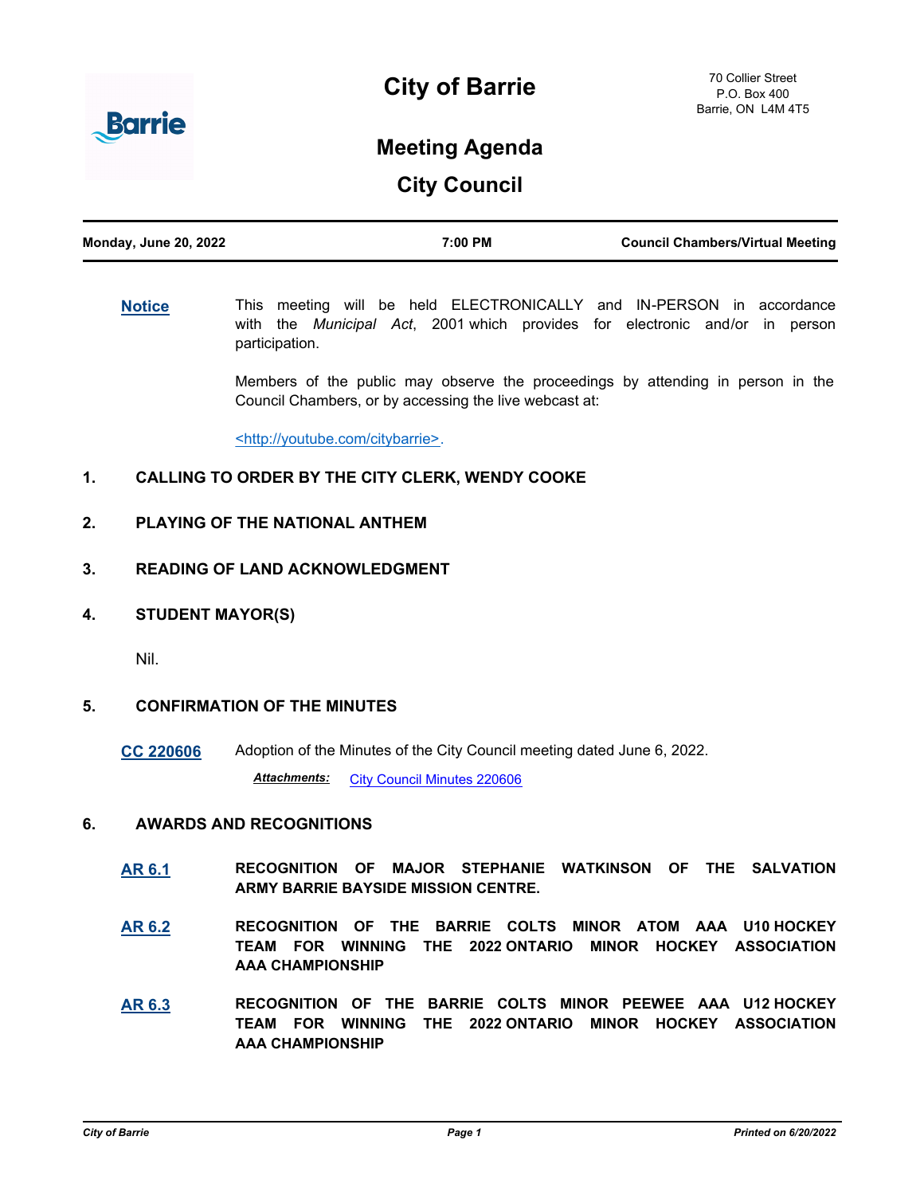# City of Barrie

70 Collier Street
P.O. Box 400
Barrie, ON L4M 4T5

## Meeting Agenda

## City Council

| Monday, June 20, 2022 | 7:00 PM | Council Chambers/Virtual Meeting |
|---|---|---|

**Notice** This meeting will be held ELECTRONICALLY and IN-PERSON in accordance with the *Municipal Act*, 2001 which provides for electronic and/or in person participation.

Members of the public may observe the proceedings by attending in person in the Council Chambers, or by accessing the live webcast at:

<http://youtube.com/citybarrie>.

### 1. CALLING TO ORDER BY THE CITY CLERK, WENDY COOKE

### 2. PLAYING OF THE NATIONAL ANTHEM

### 3. READING OF LAND ACKNOWLEDGMENT

### 4. STUDENT MAYOR(S)

Nil.

### 5. CONFIRMATION OF THE MINUTES

**CC 220606** Adoption of the Minutes of the City Council meeting dated June 6, 2022.

***Attachments:*** City Council Minutes 220606

### 6. AWARDS AND RECOGNITIONS

**AR 6.1** **RECOGNITION OF MAJOR STEPHANIE WATKINSON OF THE SALVATION ARMY BARRIE BAYSIDE MISSION CENTRE.**

**AR 6.2** **RECOGNITION OF THE BARRIE COLTS MINOR ATOM AAA U10 HOCKEY TEAM FOR WINNING THE 2022 ONTARIO MINOR HOCKEY ASSOCIATION AAA CHAMPIONSHIP**

**AR 6.3** **RECOGNITION OF THE BARRIE COLTS MINOR PEEWEE AAA U12 HOCKEY TEAM FOR WINNING THE 2022 ONTARIO MINOR HOCKEY ASSOCIATION AAA CHAMPIONSHIP**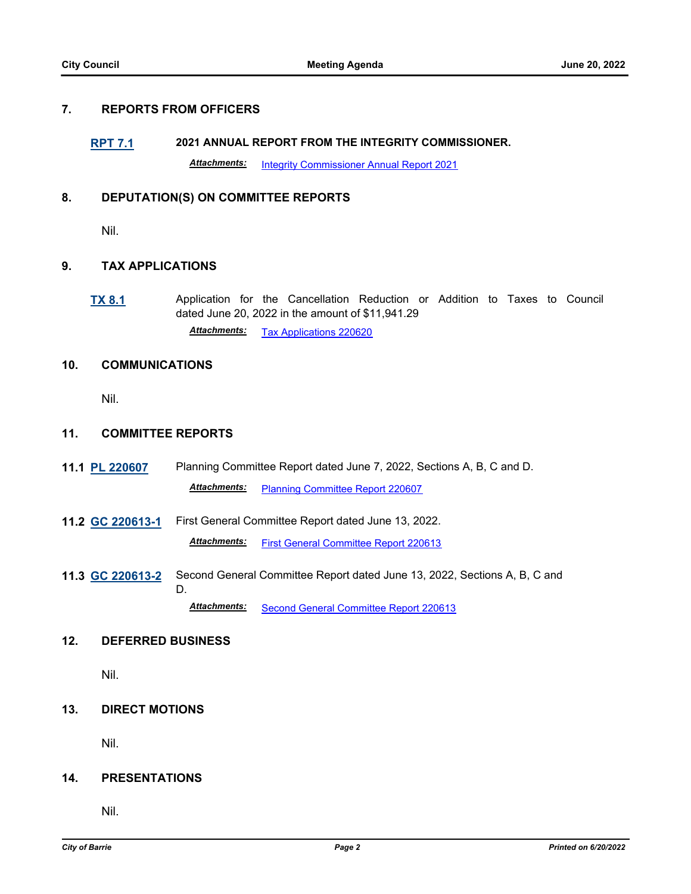## 7. REPORTS FROM OFFICERS

**RPT 7.1** **2021 ANNUAL REPORT FROM THE INTEGRITY COMMISSIONER.**

***Attachments:*** Integrity Commissioner Annual Report 2021

## 8. DEPUTATION(S) ON COMMITTEE REPORTS

Nil.

## 9. TAX APPLICATIONS

**TX 8.1** Application for the Cancellation Reduction or Addition to Taxes to Council dated June 20, 2022 in the amount of $11,941.29

***Attachments:*** Tax Applications 220620

## 10. COMMUNICATIONS

Nil.

## 11. COMMITTEE REPORTS

**11.1 PL 220607** Planning Committee Report dated June 7, 2022, Sections A, B, C and D.

***Attachments:*** Planning Committee Report 220607

**11.2 GC 220613-1** First General Committee Report dated June 13, 2022.

***Attachments:*** First General Committee Report 220613

**11.3 GC 220613-2** Second General Committee Report dated June 13, 2022, Sections A, B, C and D.

***Attachments:*** Second General Committee Report 220613

## 12. DEFERRED BUSINESS

Nil.

## 13. DIRECT MOTIONS

Nil.

## 14. PRESENTATIONS

Nil.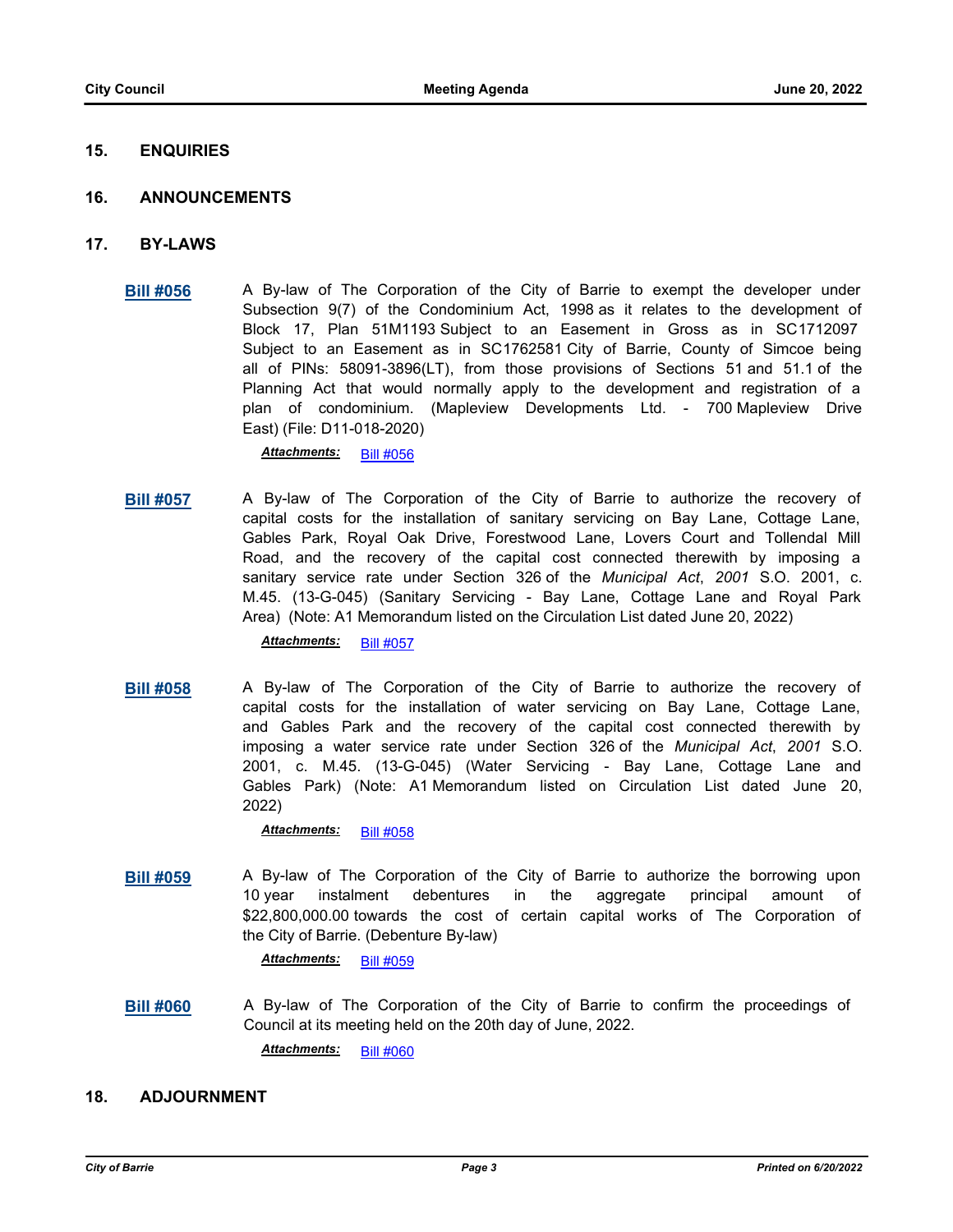## 15. ENQUIRIES

## 16. ANNOUNCEMENTS

## 17. BY-LAWS

**Bill #056** A By-law of The Corporation of the City of Barrie to exempt the developer under Subsection 9(7) of the Condominium Act, 1998 as it relates to the development of Block 17, Plan 51M1193 Subject to an Easement in Gross as in SC1712097 Subject to an Easement as in SC1762581 City of Barrie, County of Simcoe being all of PINs: 58091-3896(LT), from those provisions of Sections 51 and 51.1 of the Planning Act that would normally apply to the development and registration of a plan of condominium. (Mapleview Developments Ltd. - 700 Mapleview Drive East) (File: D11-018-2020)

***Attachments:*** Bill #056

**Bill #057** A By-law of The Corporation of the City of Barrie to authorize the recovery of capital costs for the installation of sanitary servicing on Bay Lane, Cottage Lane, Gables Park, Royal Oak Drive, Forestwood Lane, Lovers Court and Tollendal Mill Road, and the recovery of the capital cost connected therewith by imposing a sanitary service rate under Section 326 of the *Municipal Act*, *2001* S.O. 2001, c. M.45. (13-G-045) (Sanitary Servicing - Bay Lane, Cottage Lane and Royal Park Area) (Note: A1 Memorandum listed on the Circulation List dated June 20, 2022)

***Attachments:*** Bill #057

**Bill #058** A By-law of The Corporation of the City of Barrie to authorize the recovery of capital costs for the installation of water servicing on Bay Lane, Cottage Lane, and Gables Park and the recovery of the capital cost connected therewith by imposing a water service rate under Section 326 of the *Municipal Act*, *2001* S.O. 2001, c. M.45. (13-G-045) (Water Servicing - Bay Lane, Cottage Lane and Gables Park) (Note: A1 Memorandum listed on Circulation List dated June 20, 2022)

***Attachments:*** Bill #058

**Bill #059** A By-law of The Corporation of the City of Barrie to authorize the borrowing upon 10 year instalment debentures in the aggregate principal amount of $22,800,000.00 towards the cost of certain capital works of The Corporation of the City of Barrie. (Debenture By-law)

***Attachments:*** Bill #059

**Bill #060** A By-law of The Corporation of the City of Barrie to confirm the proceedings of Council at its meeting held on the 20th day of June, 2022.

***Attachments:*** Bill #060

## 18. ADJOURNMENT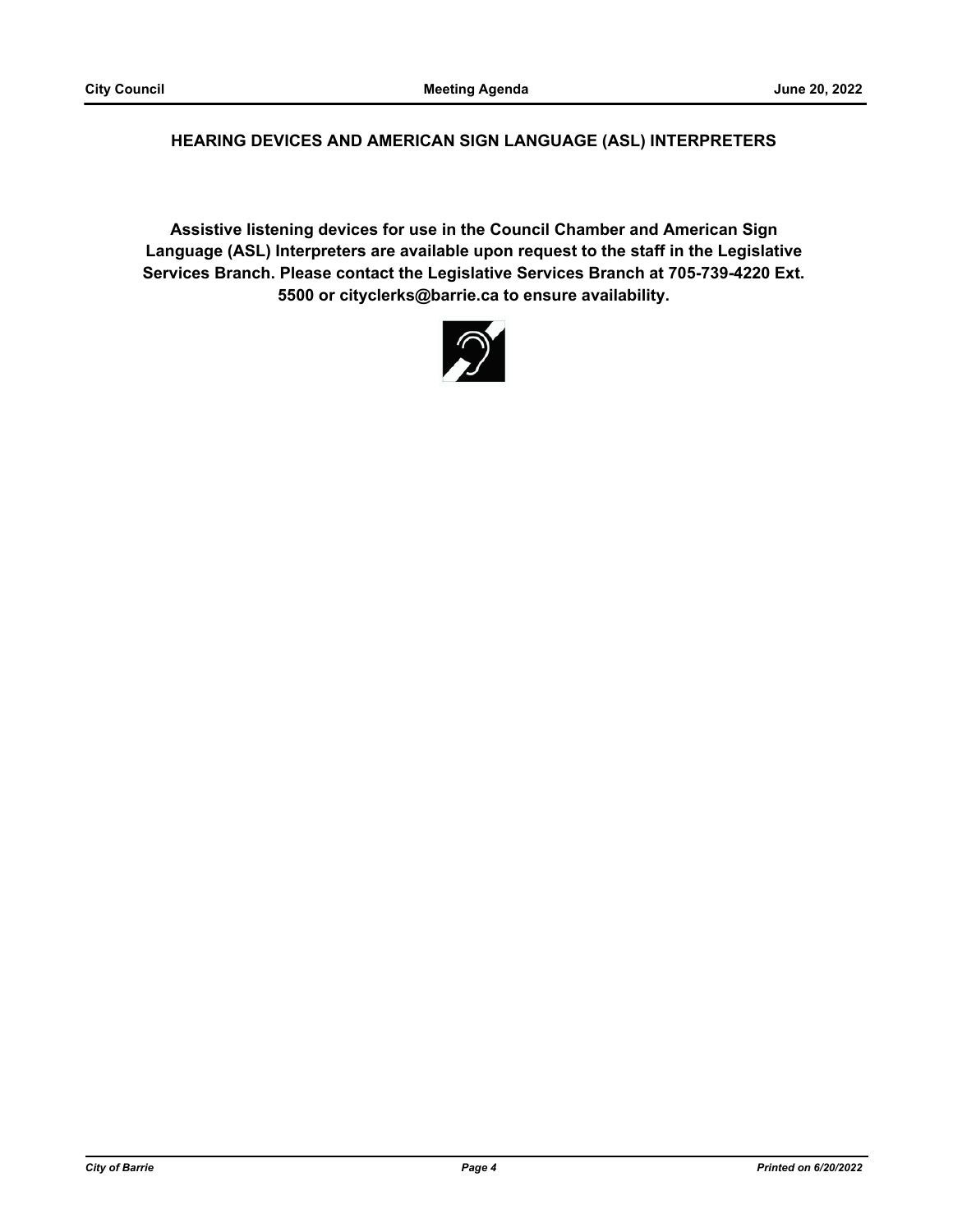## HEARING DEVICES AND AMERICAN SIGN LANGUAGE (ASL) INTERPRETERS

**Assistive listening devices for use in the Council Chamber and American Sign Language (ASL) Interpreters are available upon request to the staff in the Legislative Services Branch. Please contact the Legislative Services Branch at 705-739-4220 Ext. 5500 or cityclerks@barrie.ca to ensure availability.**